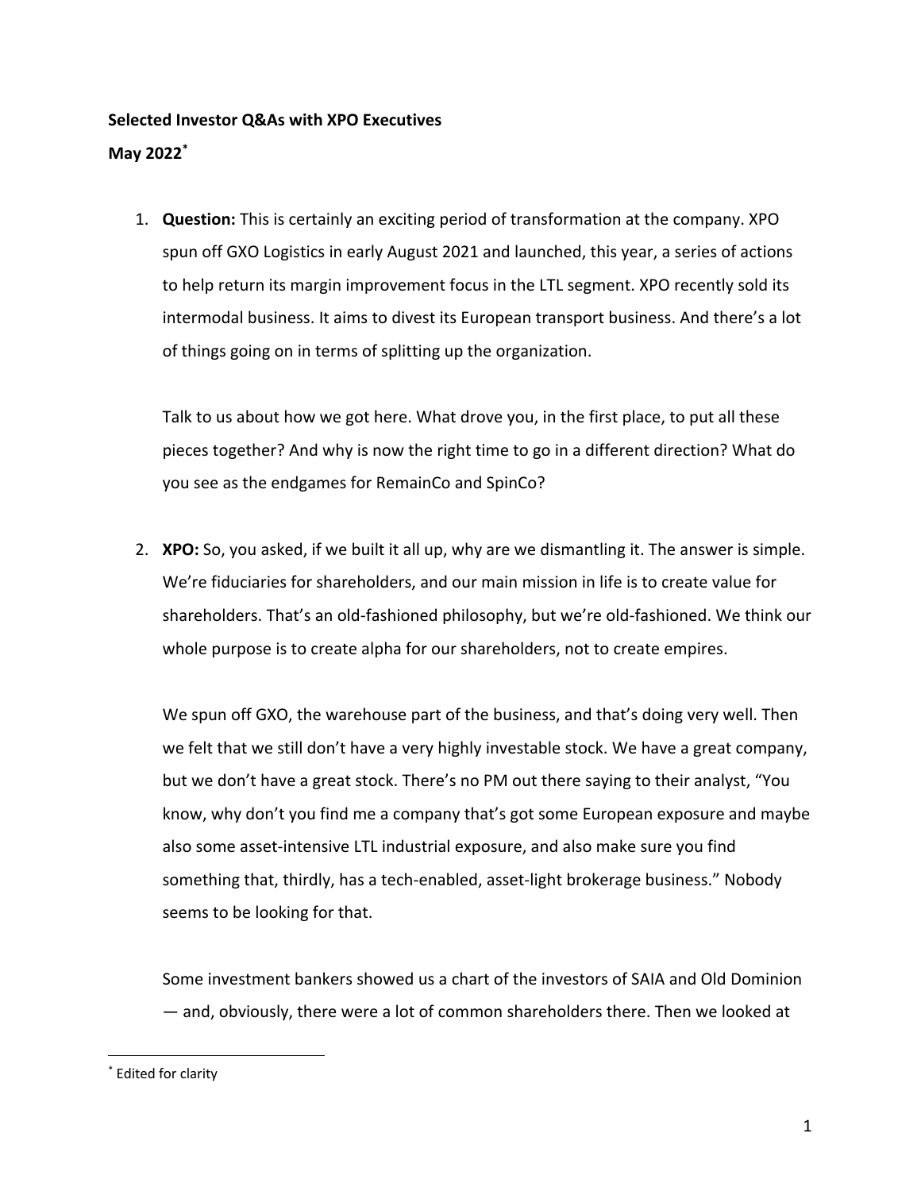**Selected Investor Q&As with XPO Executives**

**May 2022**[*]

1. **Question:** This is certainly an exciting period of transformation at the company. XPO spun off GXO Logistics in early August 2021 and launched, this year, a series of actions to help return its margin improvement focus in the LTL segment. XPO recently sold its intermodal business. It aims to divest its European transport business. And there's a lot of things going on in terms of splitting up the organization.

   Talk to us about how we got here. What drove you, in the first place, to put all these pieces together? And why is now the right time to go in a different direction? What do you see as the endgames for RemainCo and SpinCo?

2. **XPO:** So, you asked, if we built it all up, why are we dismantling it. The answer is simple. We're fiduciaries for shareholders, and our main mission in life is to create value for shareholders. That's an old-fashioned philosophy, but we're old-fashioned. We think our whole purpose is to create alpha for our shareholders, not to create empires.

   We spun off GXO, the warehouse part of the business, and that's doing very well. Then we felt that we still don't have a very highly investable stock. We have a great company, but we don't have a great stock. There's no PM out there saying to their analyst, "You know, why don't you find me a company that's got some European exposure and maybe also some asset-intensive LTL industrial exposure, and also make sure you find something that, thirdly, has a tech-enabled, asset-light brokerage business." Nobody seems to be looking for that.

   Some investment bankers showed us a chart of the investors of SAIA and Old Dominion — and, obviously, there were a lot of common shareholders there. Then we looked at

[*] Edited for clarity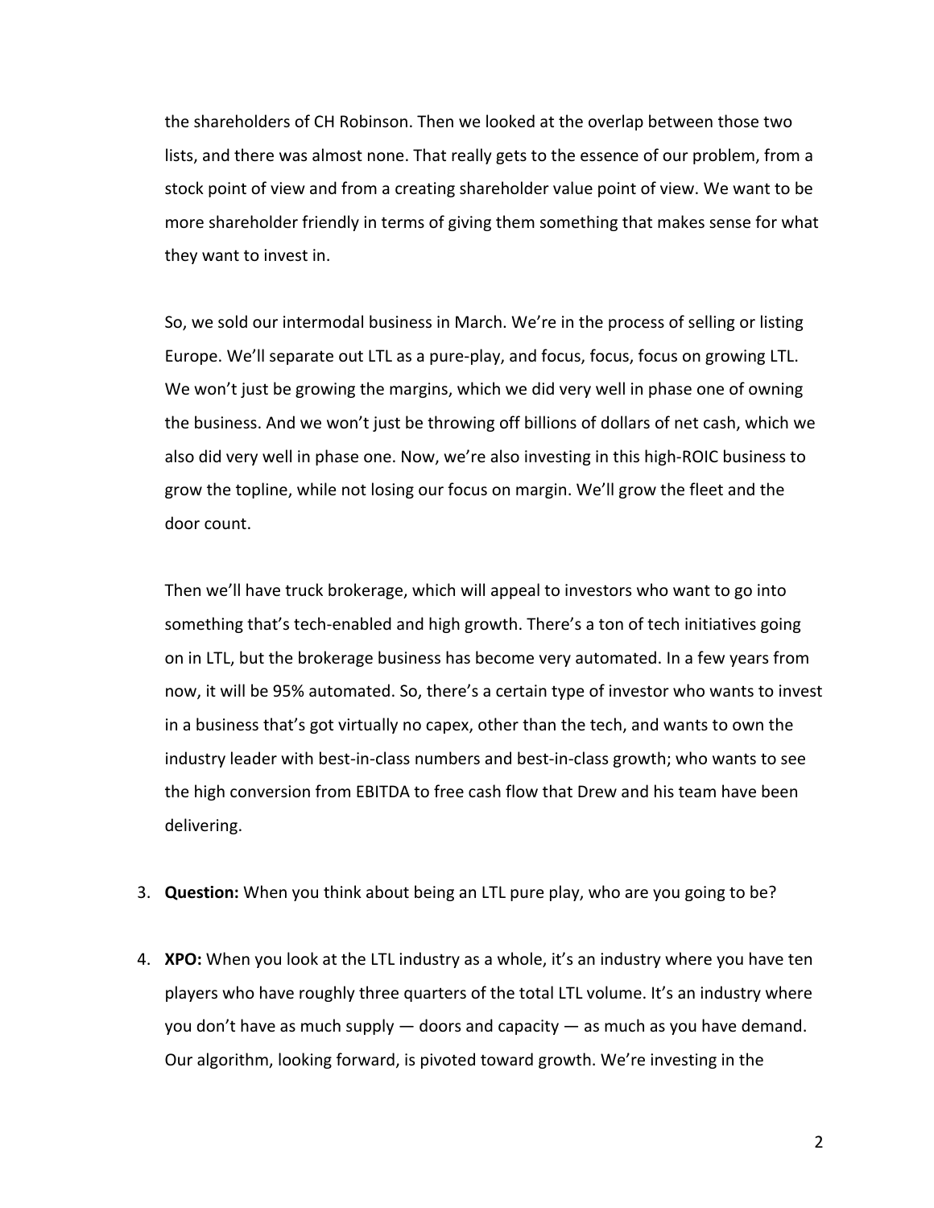the shareholders of CH Robinson. Then we looked at the overlap between those two lists, and there was almost none. That really gets to the essence of our problem, from a stock point of view and from a creating shareholder value point of view. We want to be more shareholder friendly in terms of giving them something that makes sense for what they want to invest in.

So, we sold our intermodal business in March. We're in the process of selling or listing Europe. We'll separate out LTL as a pure-play, and focus, focus, focus on growing LTL. We won't just be growing the margins, which we did very well in phase one of owning the business. And we won't just be throwing off billions of dollars of net cash, which we also did very well in phase one. Now, we're also investing in this high-ROIC business to grow the topline, while not losing our focus on margin. We'll grow the fleet and the door count.

Then we'll have truck brokerage, which will appeal to investors who want to go into something that's tech-enabled and high growth. There's a ton of tech initiatives going on in LTL, but the brokerage business has become very automated. In a few years from now, it will be 95% automated. So, there's a certain type of investor who wants to invest in a business that's got virtually no capex, other than the tech, and wants to own the industry leader with best-in-class numbers and best-in-class growth; who wants to see the high conversion from EBITDA to free cash flow that Drew and his team have been delivering.

3. **Question:** When you think about being an LTL pure play, who are you going to be?

4. **XPO:** When you look at the LTL industry as a whole, it's an industry where you have ten players who have roughly three quarters of the total LTL volume. It's an industry where you don't have as much supply — doors and capacity — as much as you have demand. Our algorithm, looking forward, is pivoted toward growth. We're investing in the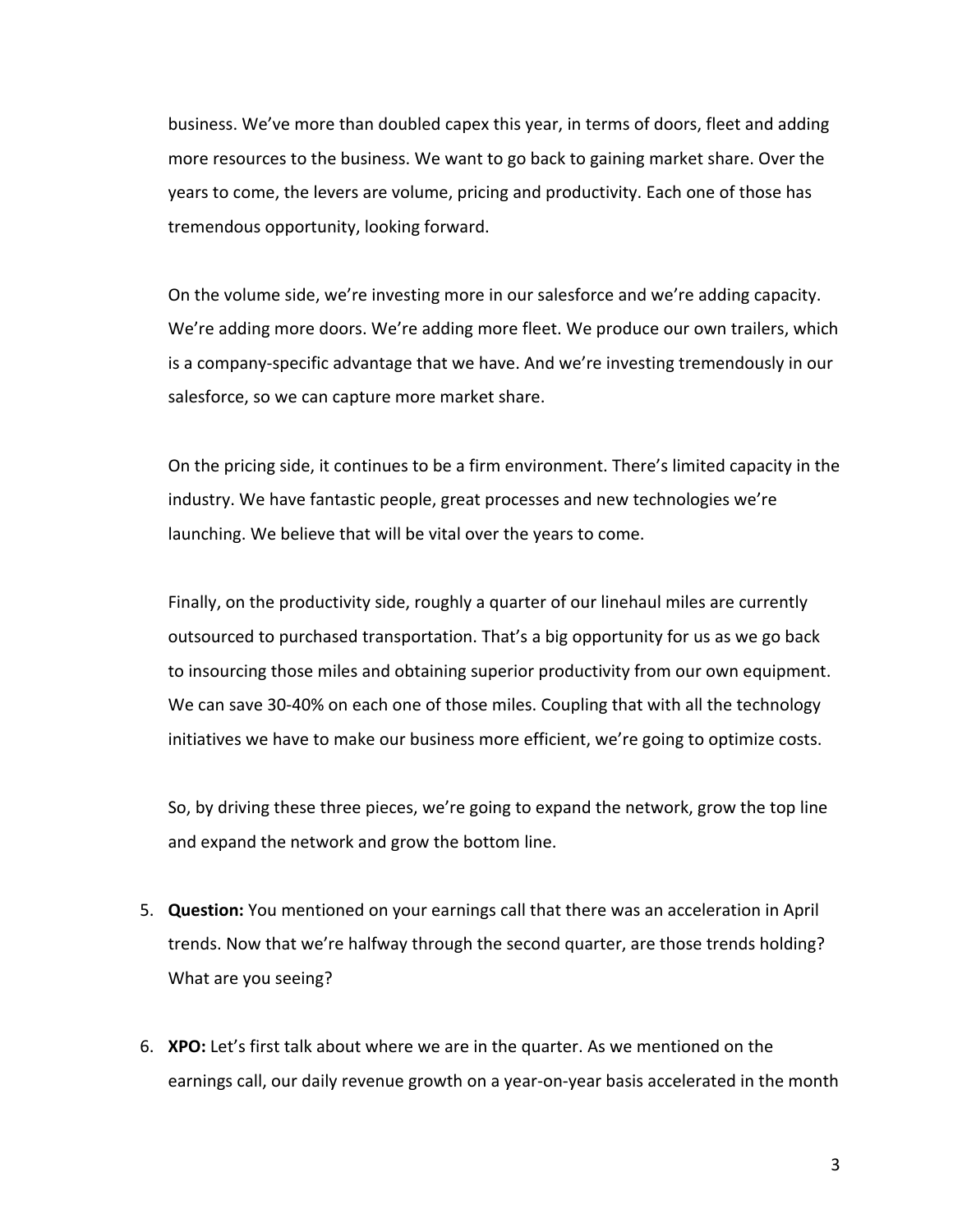business. We've more than doubled capex this year, in terms of doors, fleet and adding more resources to the business. We want to go back to gaining market share. Over the years to come, the levers are volume, pricing and productivity. Each one of those has tremendous opportunity, looking forward.

On the volume side, we're investing more in our salesforce and we're adding capacity. We're adding more doors. We're adding more fleet. We produce our own trailers, which is a company-specific advantage that we have. And we're investing tremendously in our salesforce, so we can capture more market share.

On the pricing side, it continues to be a firm environment. There's limited capacity in the industry. We have fantastic people, great processes and new technologies we're launching. We believe that will be vital over the years to come.

Finally, on the productivity side, roughly a quarter of our linehaul miles are currently outsourced to purchased transportation. That's a big opportunity for us as we go back to insourcing those miles and obtaining superior productivity from our own equipment. We can save 30-40% on each one of those miles. Coupling that with all the technology initiatives we have to make our business more efficient, we're going to optimize costs.

So, by driving these three pieces, we're going to expand the network, grow the top line and expand the network and grow the bottom line.

5. **Question:** You mentioned on your earnings call that there was an acceleration in April trends. Now that we're halfway through the second quarter, are those trends holding? What are you seeing?

6. **XPO:** Let's first talk about where we are in the quarter. As we mentioned on the earnings call, our daily revenue growth on a year-on-year basis accelerated in the month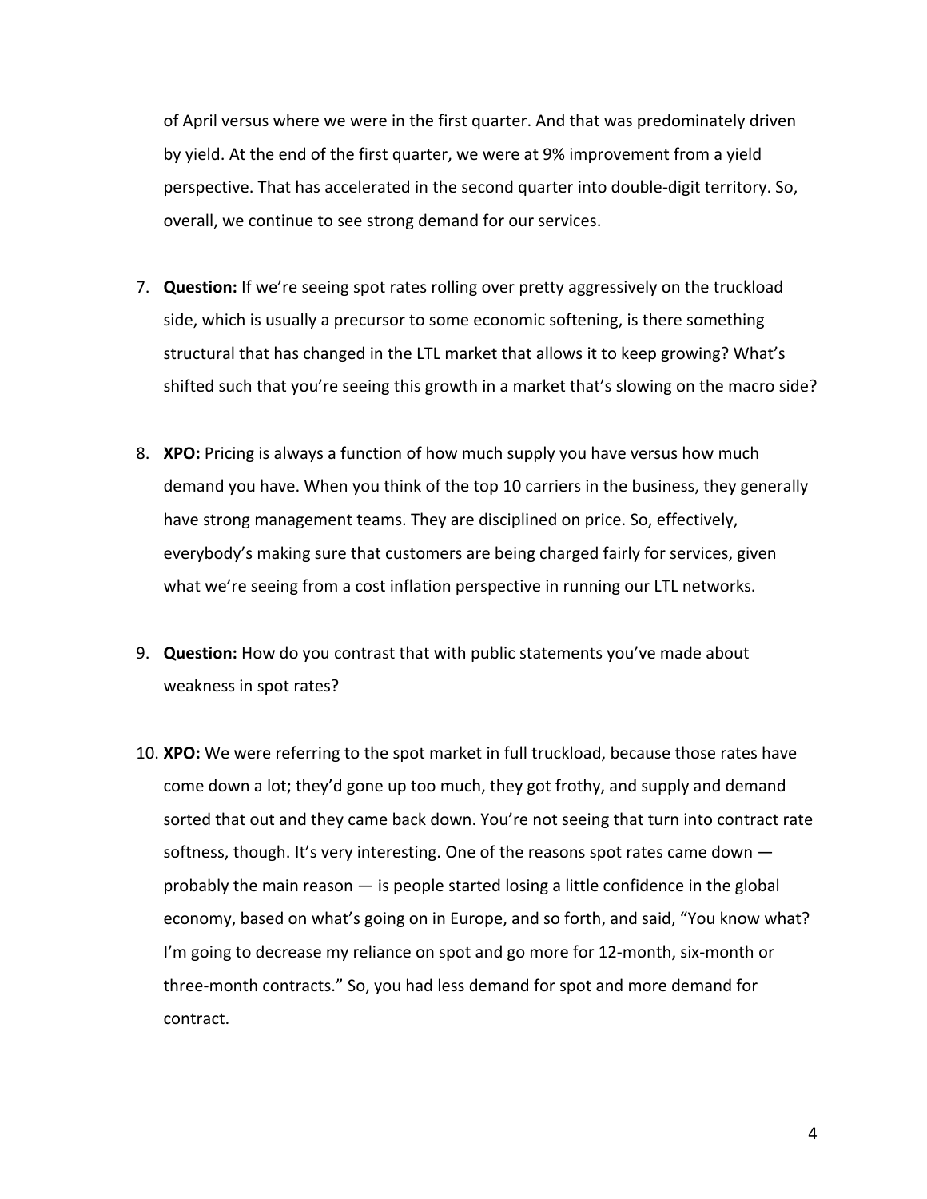of April versus where we were in the first quarter. And that was predominately driven by yield. At the end of the first quarter, we were at 9% improvement from a yield perspective. That has accelerated in the second quarter into double-digit territory. So, overall, we continue to see strong demand for our services.

7. **Question:** If we're seeing spot rates rolling over pretty aggressively on the truckload side, which is usually a precursor to some economic softening, is there something structural that has changed in the LTL market that allows it to keep growing? What's shifted such that you're seeing this growth in a market that's slowing on the macro side?

8. **XPO:** Pricing is always a function of how much supply you have versus how much demand you have. When you think of the top 10 carriers in the business, they generally have strong management teams. They are disciplined on price. So, effectively, everybody's making sure that customers are being charged fairly for services, given what we're seeing from a cost inflation perspective in running our LTL networks.

9. **Question:** How do you contrast that with public statements you've made about weakness in spot rates?

10. **XPO:** We were referring to the spot market in full truckload, because those rates have come down a lot; they'd gone up too much, they got frothy, and supply and demand sorted that out and they came back down. You're not seeing that turn into contract rate softness, though. It's very interesting. One of the reasons spot rates came down — probably the main reason — is people started losing a little confidence in the global economy, based on what's going on in Europe, and so forth, and said, "You know what? I'm going to decrease my reliance on spot and go more for 12-month, six-month or three-month contracts." So, you had less demand for spot and more demand for contract.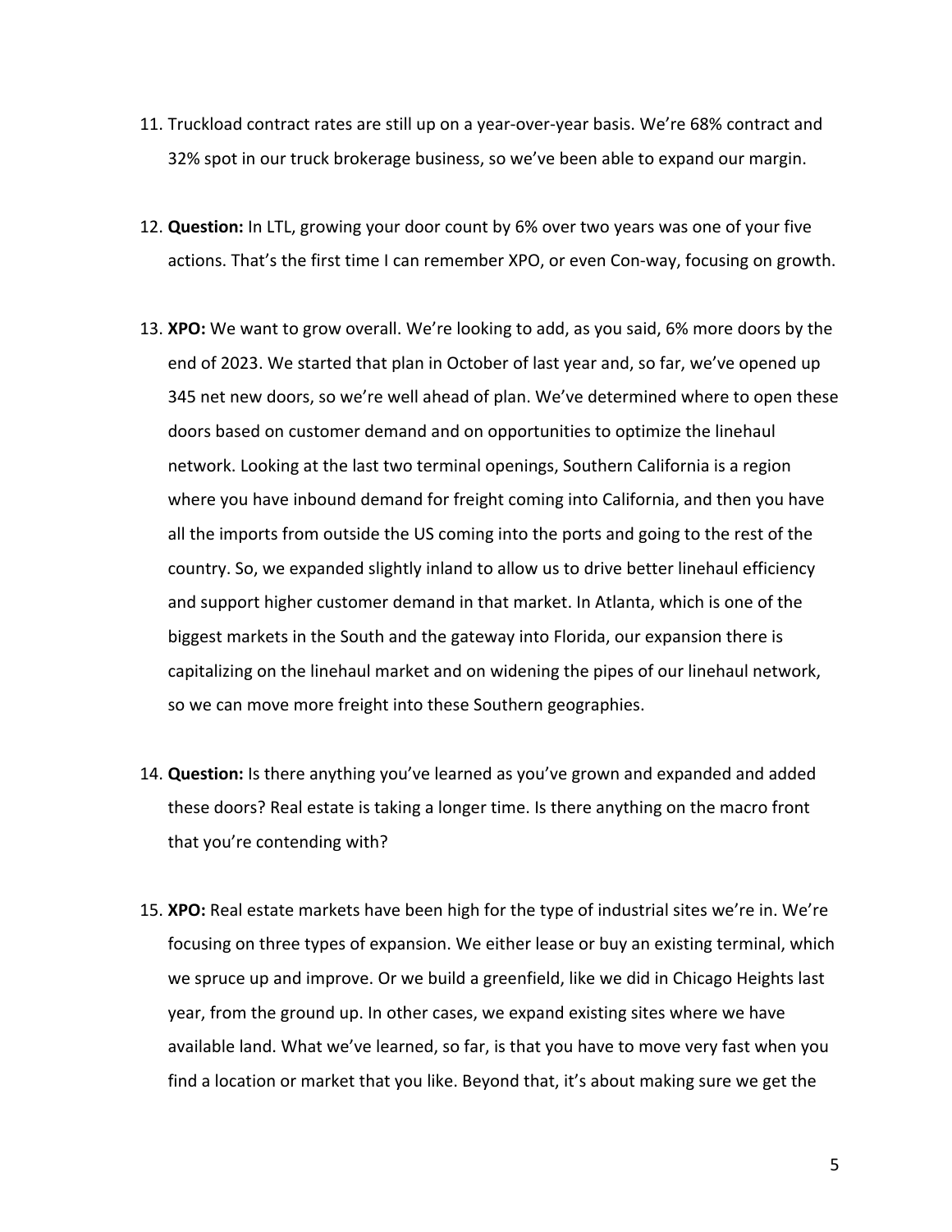11. Truckload contract rates are still up on a year-over-year basis. We're 68% contract and 32% spot in our truck brokerage business, so we've been able to expand our margin.

12. **Question:** In LTL, growing your door count by 6% over two years was one of your five actions. That's the first time I can remember XPO, or even Con-way, focusing on growth.

13. **XPO:** We want to grow overall. We're looking to add, as you said, 6% more doors by the end of 2023. We started that plan in October of last year and, so far, we've opened up 345 net new doors, so we're well ahead of plan. We've determined where to open these doors based on customer demand and on opportunities to optimize the linehaul network. Looking at the last two terminal openings, Southern California is a region where you have inbound demand for freight coming into California, and then you have all the imports from outside the US coming into the ports and going to the rest of the country. So, we expanded slightly inland to allow us to drive better linehaul efficiency and support higher customer demand in that market. In Atlanta, which is one of the biggest markets in the South and the gateway into Florida, our expansion there is capitalizing on the linehaul market and on widening the pipes of our linehaul network, so we can move more freight into these Southern geographies.

14. **Question:** Is there anything you've learned as you've grown and expanded and added these doors? Real estate is taking a longer time. Is there anything on the macro front that you're contending with?

15. **XPO:** Real estate markets have been high for the type of industrial sites we're in. We're focusing on three types of expansion. We either lease or buy an existing terminal, which we spruce up and improve. Or we build a greenfield, like we did in Chicago Heights last year, from the ground up. In other cases, we expand existing sites where we have available land. What we've learned, so far, is that you have to move very fast when you find a location or market that you like. Beyond that, it's about making sure we get the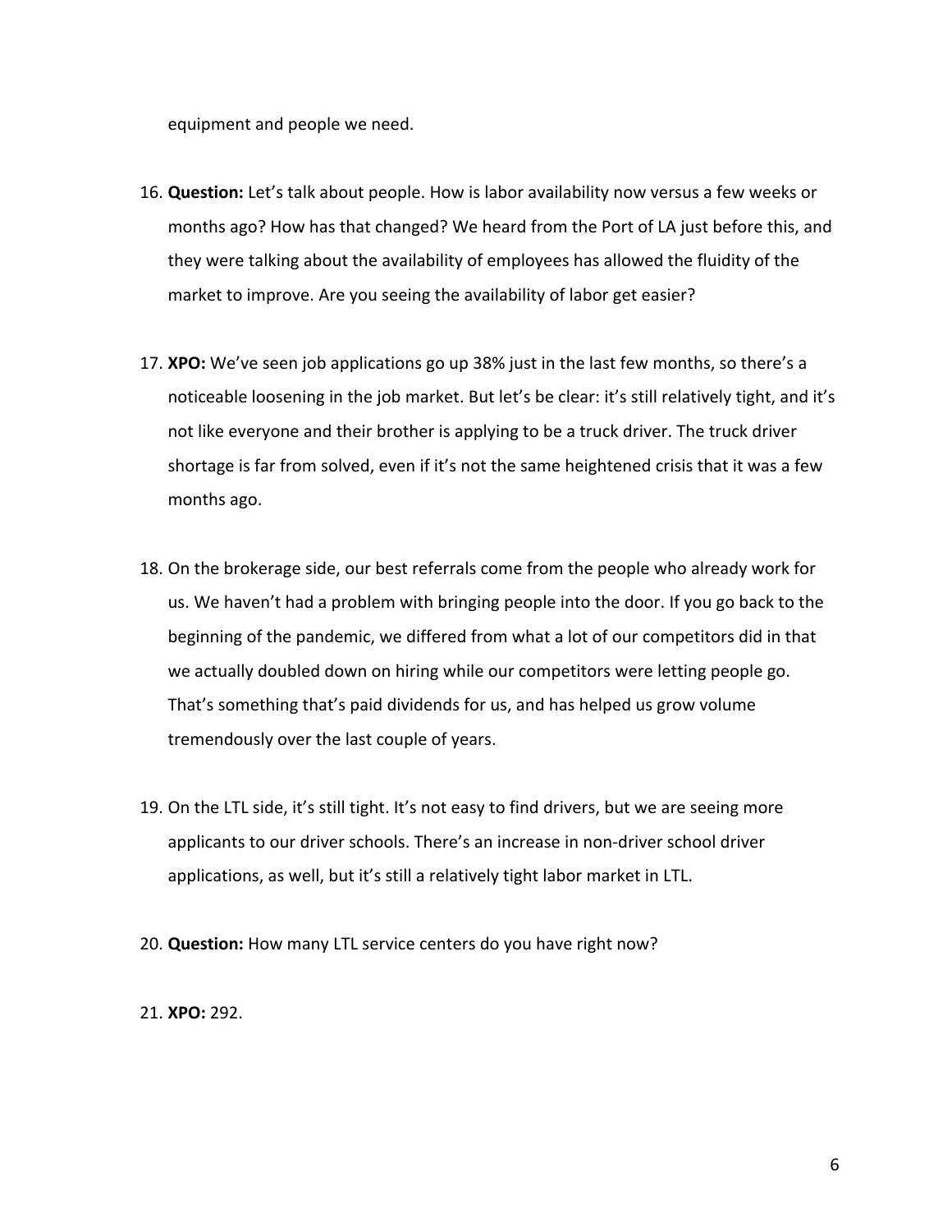equipment and people we need.

16. **Question:** Let's talk about people. How is labor availability now versus a few weeks or months ago? How has that changed? We heard from the Port of LA just before this, and they were talking about the availability of employees has allowed the fluidity of the market to improve. Are you seeing the availability of labor get easier?

17. **XPO:** We've seen job applications go up 38% just in the last few months, so there's a noticeable loosening in the job market. But let's be clear: it's still relatively tight, and it's not like everyone and their brother is applying to be a truck driver. The truck driver shortage is far from solved, even if it's not the same heightened crisis that it was a few months ago.

18. On the brokerage side, our best referrals come from the people who already work for us. We haven't had a problem with bringing people into the door. If you go back to the beginning of the pandemic, we differed from what a lot of our competitors did in that we actually doubled down on hiring while our competitors were letting people go. That's something that's paid dividends for us, and has helped us grow volume tremendously over the last couple of years.

19. On the LTL side, it's still tight. It's not easy to find drivers, but we are seeing more applicants to our driver schools. There's an increase in non-driver school driver applications, as well, but it's still a relatively tight labor market in LTL.

20. **Question:** How many LTL service centers do you have right now?

21. **XPO:** 292.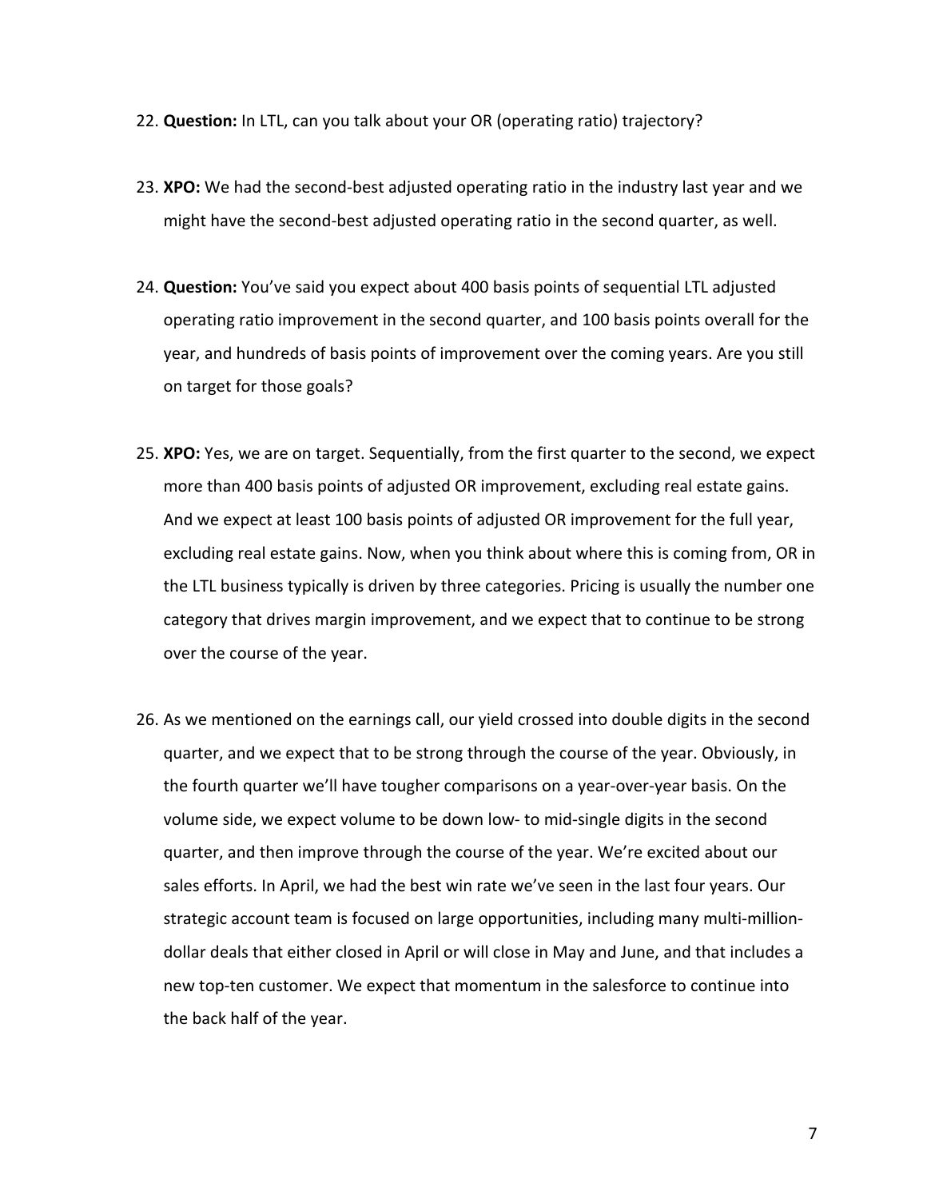22. **Question:** In LTL, can you talk about your OR (operating ratio) trajectory?

23. **XPO:** We had the second-best adjusted operating ratio in the industry last year and we might have the second-best adjusted operating ratio in the second quarter, as well.

24. **Question:** You've said you expect about 400 basis points of sequential LTL adjusted operating ratio improvement in the second quarter, and 100 basis points overall for the year, and hundreds of basis points of improvement over the coming years. Are you still on target for those goals?

25. **XPO:** Yes, we are on target. Sequentially, from the first quarter to the second, we expect more than 400 basis points of adjusted OR improvement, excluding real estate gains. And we expect at least 100 basis points of adjusted OR improvement for the full year, excluding real estate gains. Now, when you think about where this is coming from, OR in the LTL business typically is driven by three categories. Pricing is usually the number one category that drives margin improvement, and we expect that to continue to be strong over the course of the year.

26. As we mentioned on the earnings call, our yield crossed into double digits in the second quarter, and we expect that to be strong through the course of the year. Obviously, in the fourth quarter we'll have tougher comparisons on a year-over-year basis. On the volume side, we expect volume to be down low- to mid-single digits in the second quarter, and then improve through the course of the year. We're excited about our sales efforts. In April, we had the best win rate we've seen in the last four years. Our strategic account team is focused on large opportunities, including many multi-million-dollar deals that either closed in April or will close in May and June, and that includes a new top-ten customer. We expect that momentum in the salesforce to continue into the back half of the year.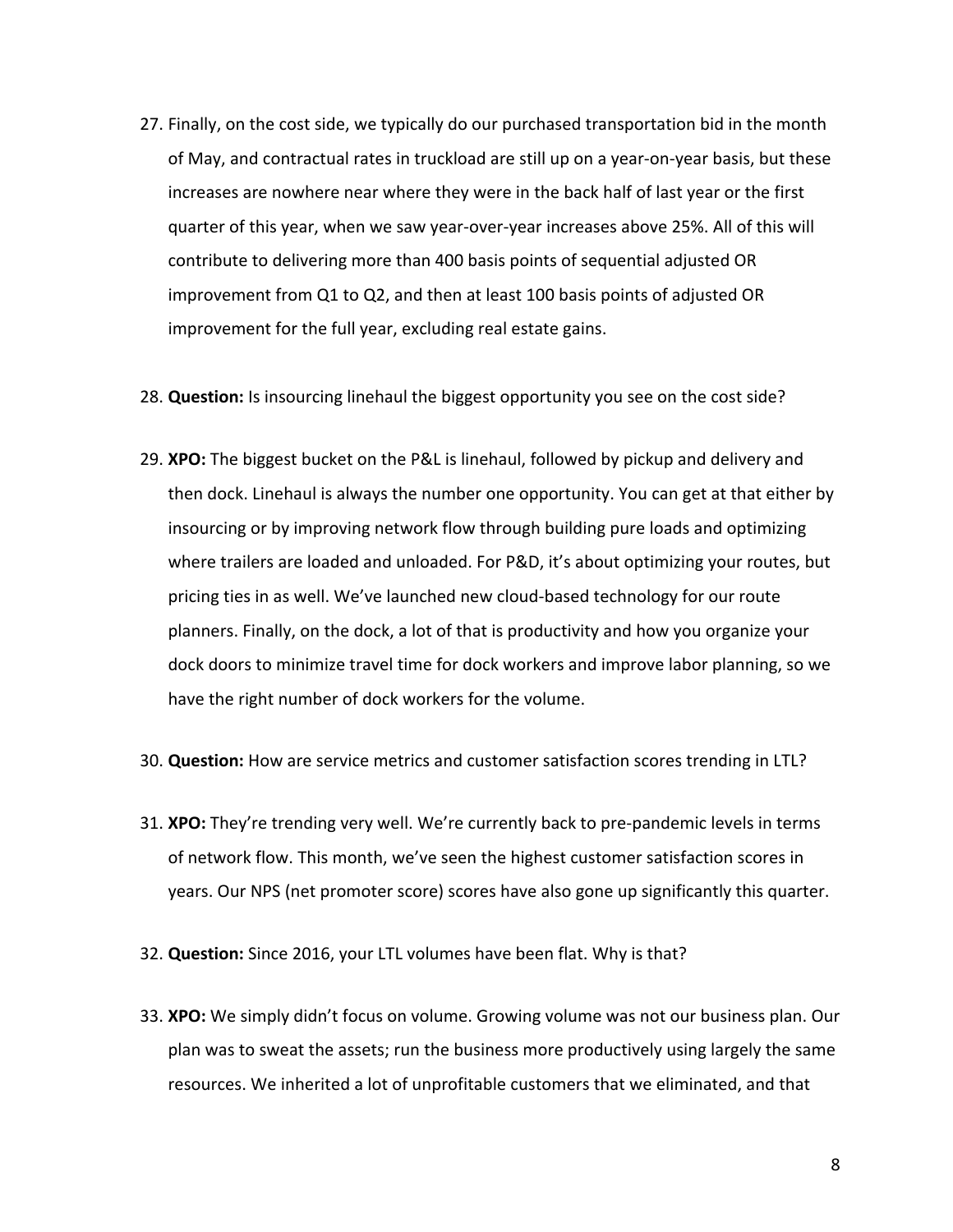27. Finally, on the cost side, we typically do our purchased transportation bid in the month of May, and contractual rates in truckload are still up on a year-on-year basis, but these increases are nowhere near where they were in the back half of last year or the first quarter of this year, when we saw year-over-year increases above 25%. All of this will contribute to delivering more than 400 basis points of sequential adjusted OR improvement from Q1 to Q2, and then at least 100 basis points of adjusted OR improvement for the full year, excluding real estate gains.

28. **Question:** Is insourcing linehaul the biggest opportunity you see on the cost side?

29. **XPO:** The biggest bucket on the P&L is linehaul, followed by pickup and delivery and then dock. Linehaul is always the number one opportunity. You can get at that either by insourcing or by improving network flow through building pure loads and optimizing where trailers are loaded and unloaded. For P&D, it's about optimizing your routes, but pricing ties in as well. We've launched new cloud-based technology for our route planners. Finally, on the dock, a lot of that is productivity and how you organize your dock doors to minimize travel time for dock workers and improve labor planning, so we have the right number of dock workers for the volume.

30. **Question:** How are service metrics and customer satisfaction scores trending in LTL?

31. **XPO:** They're trending very well. We're currently back to pre-pandemic levels in terms of network flow. This month, we've seen the highest customer satisfaction scores in years. Our NPS (net promoter score) scores have also gone up significantly this quarter.

32. **Question:** Since 2016, your LTL volumes have been flat. Why is that?

33. **XPO:** We simply didn't focus on volume. Growing volume was not our business plan. Our plan was to sweat the assets; run the business more productively using largely the same resources. We inherited a lot of unprofitable customers that we eliminated, and that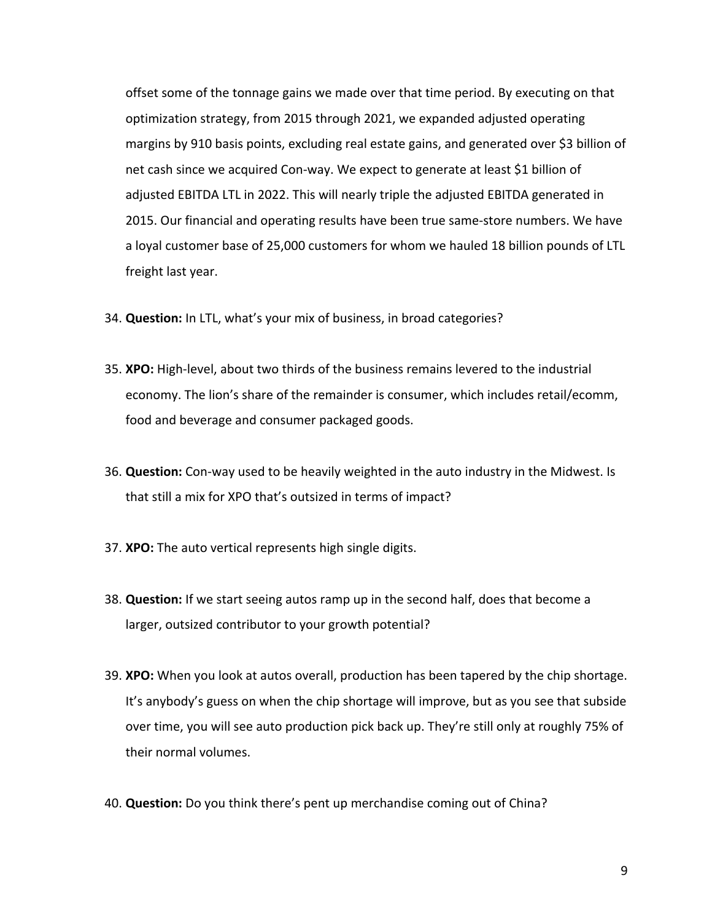offset some of the tonnage gains we made over that time period. By executing on that optimization strategy, from 2015 through 2021, we expanded adjusted operating margins by 910 basis points, excluding real estate gains, and generated over $3 billion of net cash since we acquired Con-way. We expect to generate at least $1 billion of adjusted EBITDA LTL in 2022. This will nearly triple the adjusted EBITDA generated in 2015. Our financial and operating results have been true same-store numbers. We have a loyal customer base of 25,000 customers for whom we hauled 18 billion pounds of LTL freight last year.

34. **Question:** In LTL, what's your mix of business, in broad categories?

35. **XPO:** High-level, about two thirds of the business remains levered to the industrial economy. The lion's share of the remainder is consumer, which includes retail/ecomm, food and beverage and consumer packaged goods.

36. **Question:** Con-way used to be heavily weighted in the auto industry in the Midwest. Is that still a mix for XPO that's outsized in terms of impact?

37. **XPO:** The auto vertical represents high single digits.

38. **Question:** If we start seeing autos ramp up in the second half, does that become a larger, outsized contributor to your growth potential?

39. **XPO:** When you look at autos overall, production has been tapered by the chip shortage. It's anybody's guess on when the chip shortage will improve, but as you see that subside over time, you will see auto production pick back up. They're still only at roughly 75% of their normal volumes.

40. **Question:** Do you think there's pent up merchandise coming out of China?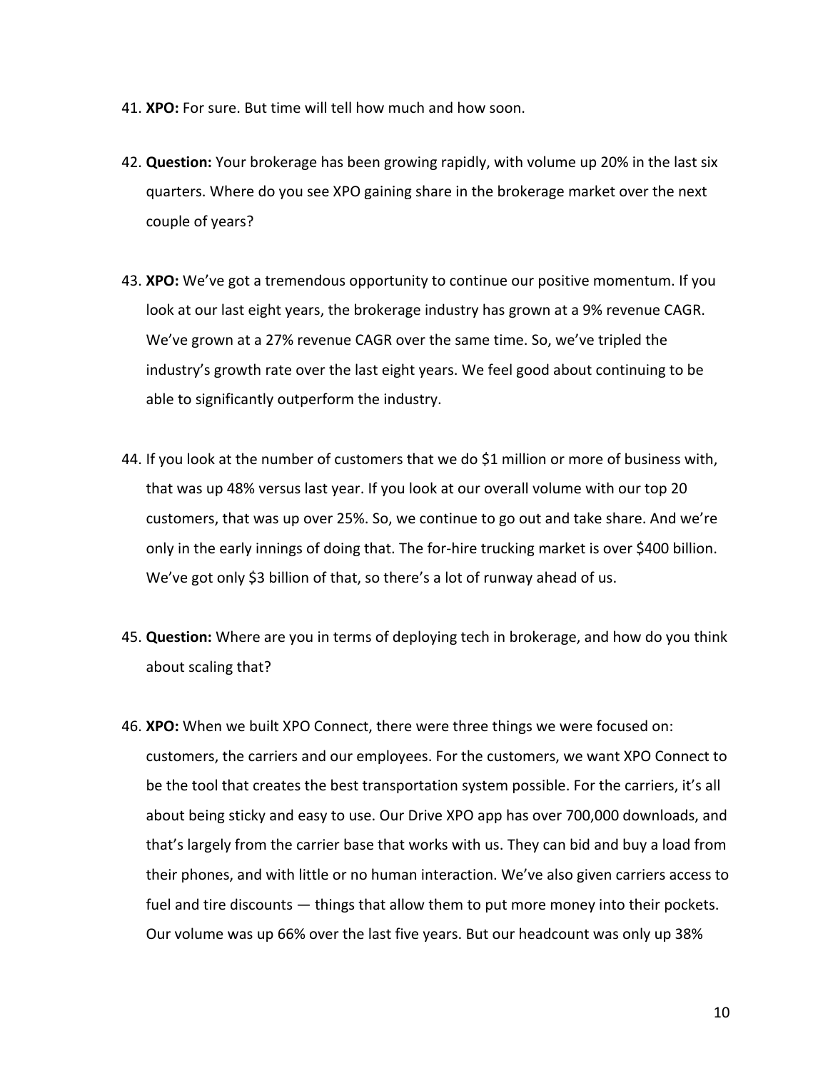41. **XPO:** For sure. But time will tell how much and how soon.

42. **Question:** Your brokerage has been growing rapidly, with volume up 20% in the last six quarters. Where do you see XPO gaining share in the brokerage market over the next couple of years?

43. **XPO:** We've got a tremendous opportunity to continue our positive momentum. If you look at our last eight years, the brokerage industry has grown at a 9% revenue CAGR. We've grown at a 27% revenue CAGR over the same time. So, we've tripled the industry's growth rate over the last eight years. We feel good about continuing to be able to significantly outperform the industry.

44. If you look at the number of customers that we do $1 million or more of business with, that was up 48% versus last year. If you look at our overall volume with our top 20 customers, that was up over 25%. So, we continue to go out and take share. And we're only in the early innings of doing that. The for-hire trucking market is over $400 billion. We've got only $3 billion of that, so there's a lot of runway ahead of us.

45. **Question:** Where are you in terms of deploying tech in brokerage, and how do you think about scaling that?

46. **XPO:** When we built XPO Connect, there were three things we were focused on: customers, the carriers and our employees. For the customers, we want XPO Connect to be the tool that creates the best transportation system possible. For the carriers, it's all about being sticky and easy to use. Our Drive XPO app has over 700,000 downloads, and that's largely from the carrier base that works with us. They can bid and buy a load from their phones, and with little or no human interaction. We've also given carriers access to fuel and tire discounts — things that allow them to put more money into their pockets. Our volume was up 66% over the last five years. But our headcount was only up 38%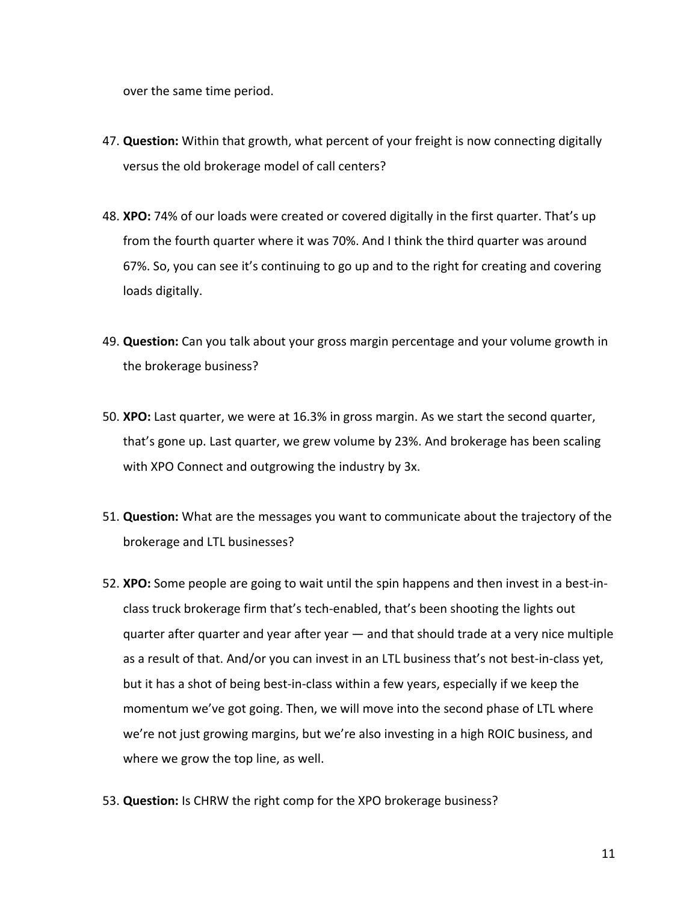over the same time period.

47. **Question:** Within that growth, what percent of your freight is now connecting digitally versus the old brokerage model of call centers?

48. **XPO:** 74% of our loads were created or covered digitally in the first quarter. That's up from the fourth quarter where it was 70%. And I think the third quarter was around 67%. So, you can see it's continuing to go up and to the right for creating and covering loads digitally.

49. **Question:** Can you talk about your gross margin percentage and your volume growth in the brokerage business?

50. **XPO:** Last quarter, we were at 16.3% in gross margin. As we start the second quarter, that's gone up. Last quarter, we grew volume by 23%. And brokerage has been scaling with XPO Connect and outgrowing the industry by 3x.

51. **Question:** What are the messages you want to communicate about the trajectory of the brokerage and LTL businesses?

52. **XPO:** Some people are going to wait until the spin happens and then invest in a best-in-class truck brokerage firm that's tech-enabled, that's been shooting the lights out quarter after quarter and year after year — and that should trade at a very nice multiple as a result of that. And/or you can invest in an LTL business that's not best-in-class yet, but it has a shot of being best-in-class within a few years, especially if we keep the momentum we've got going. Then, we will move into the second phase of LTL where we're not just growing margins, but we're also investing in a high ROIC business, and where we grow the top line, as well.

53. **Question:** Is CHRW the right comp for the XPO brokerage business?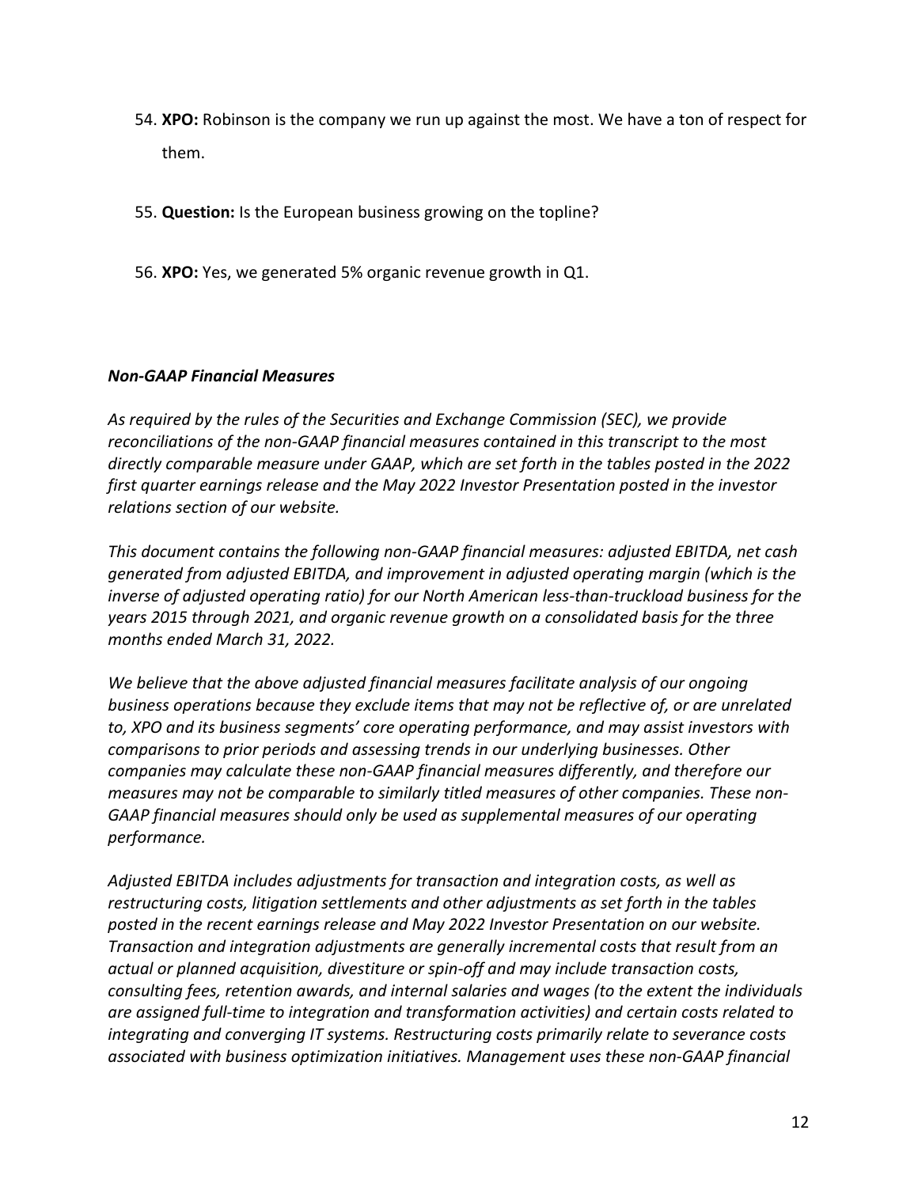54. **XPO:** Robinson is the company we run up against the most. We have a ton of respect for them.

55. **Question:** Is the European business growing on the topline?

56. **XPO:** Yes, we generated 5% organic revenue growth in Q1.

***Non-GAAP Financial Measures***

*As required by the rules of the Securities and Exchange Commission (SEC), we provide reconciliations of the non-GAAP financial measures contained in this transcript to the most directly comparable measure under GAAP, which are set forth in the tables posted in the 2022 first quarter earnings release and the May 2022 Investor Presentation posted in the investor relations section of our website.*

*This document contains the following non-GAAP financial measures: adjusted EBITDA, net cash generated from adjusted EBITDA, and improvement in adjusted operating margin (which is the inverse of adjusted operating ratio) for our North American less-than-truckload business for the years 2015 through 2021, and organic revenue growth on a consolidated basis for the three months ended March 31, 2022.*

*We believe that the above adjusted financial measures facilitate analysis of our ongoing business operations because they exclude items that may not be reflective of, or are unrelated to, XPO and its business segments' core operating performance, and may assist investors with comparisons to prior periods and assessing trends in our underlying businesses. Other companies may calculate these non-GAAP financial measures differently, and therefore our measures may not be comparable to similarly titled measures of other companies. These non-GAAP financial measures should only be used as supplemental measures of our operating performance.*

*Adjusted EBITDA includes adjustments for transaction and integration costs, as well as restructuring costs, litigation settlements and other adjustments as set forth in the tables posted in the recent earnings release and May 2022 Investor Presentation on our website. Transaction and integration adjustments are generally incremental costs that result from an actual or planned acquisition, divestiture or spin-off and may include transaction costs, consulting fees, retention awards, and internal salaries and wages (to the extent the individuals are assigned full-time to integration and transformation activities) and certain costs related to integrating and converging IT systems. Restructuring costs primarily relate to severance costs associated with business optimization initiatives. Management uses these non-GAAP financial*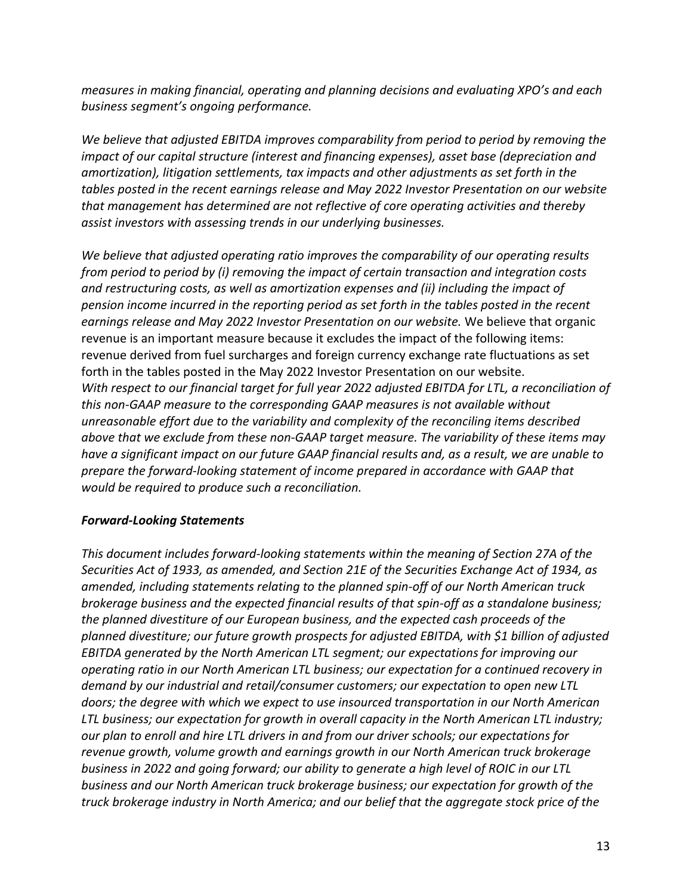*measures in making financial, operating and planning decisions and evaluating XPO's and each business segment's ongoing performance.*

*We believe that adjusted EBITDA improves comparability from period to period by removing the impact of our capital structure (interest and financing expenses), asset base (depreciation and amortization), litigation settlements, tax impacts and other adjustments as set forth in the tables posted in the recent earnings release and May 2022 Investor Presentation on our website that management has determined are not reflective of core operating activities and thereby assist investors with assessing trends in our underlying businesses.*

*We believe that adjusted operating ratio improves the comparability of our operating results from period to period by (i) removing the impact of certain transaction and integration costs and restructuring costs, as well as amortization expenses and (ii) including the impact of pension income incurred in the reporting period as set forth in the tables posted in the recent earnings release and May 2022 Investor Presentation on our website.* We believe that organic revenue is an important measure because it excludes the impact of the following items: revenue derived from fuel surcharges and foreign currency exchange rate fluctuations as set forth in the tables posted in the May 2022 Investor Presentation on our website.
*With respect to our financial target for full year 2022 adjusted EBITDA for LTL, a reconciliation of this non-GAAP measure to the corresponding GAAP measures is not available without unreasonable effort due to the variability and complexity of the reconciling items described above that we exclude from these non-GAAP target measure. The variability of these items may have a significant impact on our future GAAP financial results and, as a result, we are unable to prepare the forward-looking statement of income prepared in accordance with GAAP that would be required to produce such a reconciliation.*

***Forward-Looking Statements***

*This document includes forward-looking statements within the meaning of Section 27A of the Securities Act of 1933, as amended, and Section 21E of the Securities Exchange Act of 1934, as amended, including statements relating to the planned spin-off of our North American truck brokerage business and the expected financial results of that spin-off as a standalone business; the planned divestiture of our European business, and the expected cash proceeds of the planned divestiture; our future growth prospects for adjusted EBITDA, with $1 billion of adjusted EBITDA generated by the North American LTL segment; our expectations for improving our operating ratio in our North American LTL business; our expectation for a continued recovery in demand by our industrial and retail/consumer customers; our expectation to open new LTL doors; the degree with which we expect to use insourced transportation in our North American LTL business; our expectation for growth in overall capacity in the North American LTL industry; our plan to enroll and hire LTL drivers in and from our driver schools; our expectations for revenue growth, volume growth and earnings growth in our North American truck brokerage business in 2022 and going forward; our ability to generate a high level of ROIC in our LTL business and our North American truck brokerage business; our expectation for growth of the truck brokerage industry in North America; and our belief that the aggregate stock price of the*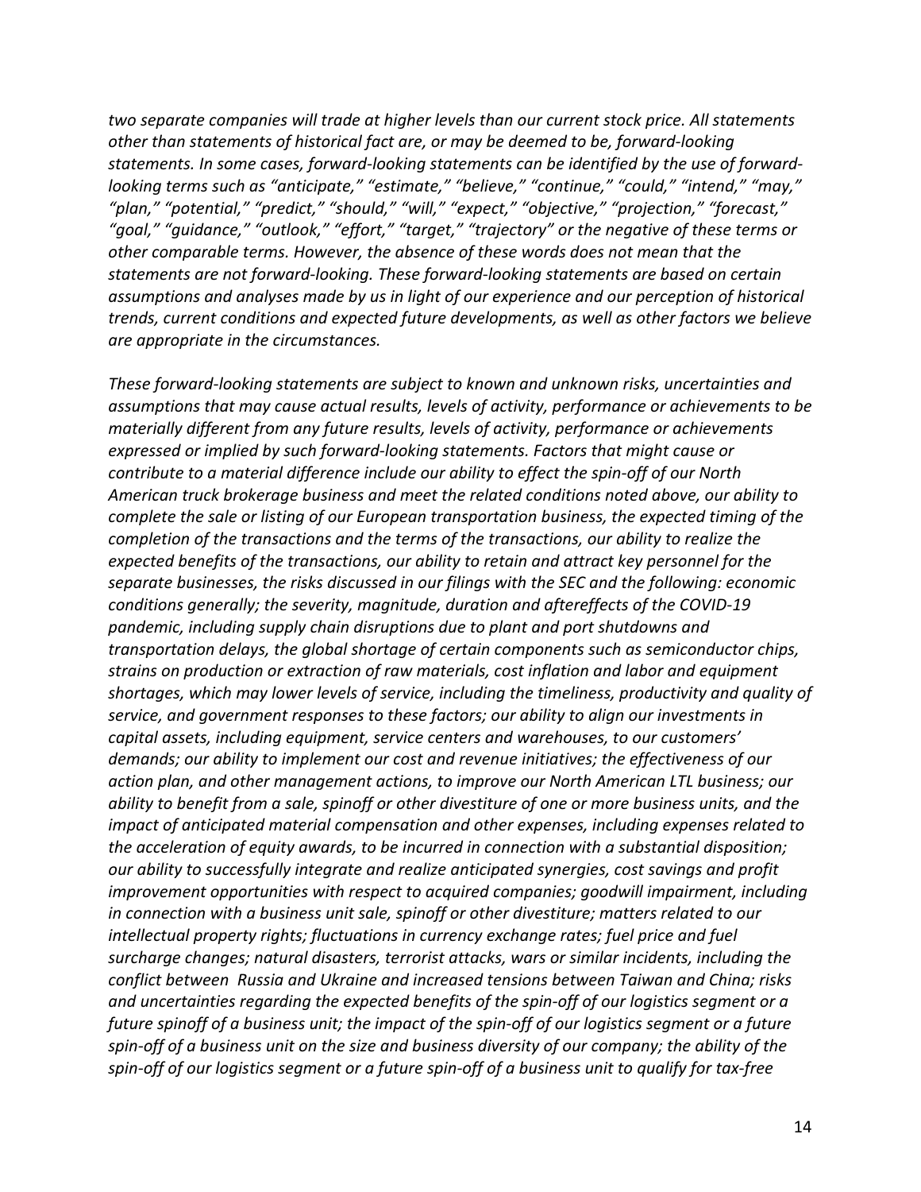*two separate companies will trade at higher levels than our current stock price. All statements other than statements of historical fact are, or may be deemed to be, forward-looking statements. In some cases, forward-looking statements can be identified by the use of forward-looking terms such as "anticipate," "estimate," "believe," "continue," "could," "intend," "may," "plan," "potential," "predict," "should," "will," "expect," "objective," "projection," "forecast," "goal," "guidance," "outlook," "effort," "target," "trajectory" or the negative of these terms or other comparable terms. However, the absence of these words does not mean that the statements are not forward-looking. These forward-looking statements are based on certain assumptions and analyses made by us in light of our experience and our perception of historical trends, current conditions and expected future developments, as well as other factors we believe are appropriate in the circumstances.*

*These forward-looking statements are subject to known and unknown risks, uncertainties and assumptions that may cause actual results, levels of activity, performance or achievements to be materially different from any future results, levels of activity, performance or achievements expressed or implied by such forward-looking statements. Factors that might cause or contribute to a material difference include our ability to effect the spin-off of our North American truck brokerage business and meet the related conditions noted above, our ability to complete the sale or listing of our European transportation business, the expected timing of the completion of the transactions and the terms of the transactions, our ability to realize the expected benefits of the transactions, our ability to retain and attract key personnel for the separate businesses, the risks discussed in our filings with the SEC and the following: economic conditions generally; the severity, magnitude, duration and aftereffects of the COVID-19 pandemic, including supply chain disruptions due to plant and port shutdowns and transportation delays, the global shortage of certain components such as semiconductor chips, strains on production or extraction of raw materials, cost inflation and labor and equipment shortages, which may lower levels of service, including the timeliness, productivity and quality of service, and government responses to these factors; our ability to align our investments in capital assets, including equipment, service centers and warehouses, to our customers' demands; our ability to implement our cost and revenue initiatives; the effectiveness of our action plan, and other management actions, to improve our North American LTL business; our ability to benefit from a sale, spinoff or other divestiture of one or more business units, and the impact of anticipated material compensation and other expenses, including expenses related to the acceleration of equity awards, to be incurred in connection with a substantial disposition; our ability to successfully integrate and realize anticipated synergies, cost savings and profit improvement opportunities with respect to acquired companies; goodwill impairment, including in connection with a business unit sale, spinoff or other divestiture; matters related to our intellectual property rights; fluctuations in currency exchange rates; fuel price and fuel surcharge changes; natural disasters, terrorist attacks, wars or similar incidents, including the conflict between Russia and Ukraine and increased tensions between Taiwan and China; risks and uncertainties regarding the expected benefits of the spin-off of our logistics segment or a future spinoff of a business unit; the impact of the spin-off of our logistics segment or a future spin-off of a business unit on the size and business diversity of our company; the ability of the spin-off of our logistics segment or a future spin-off of a business unit to qualify for tax-free*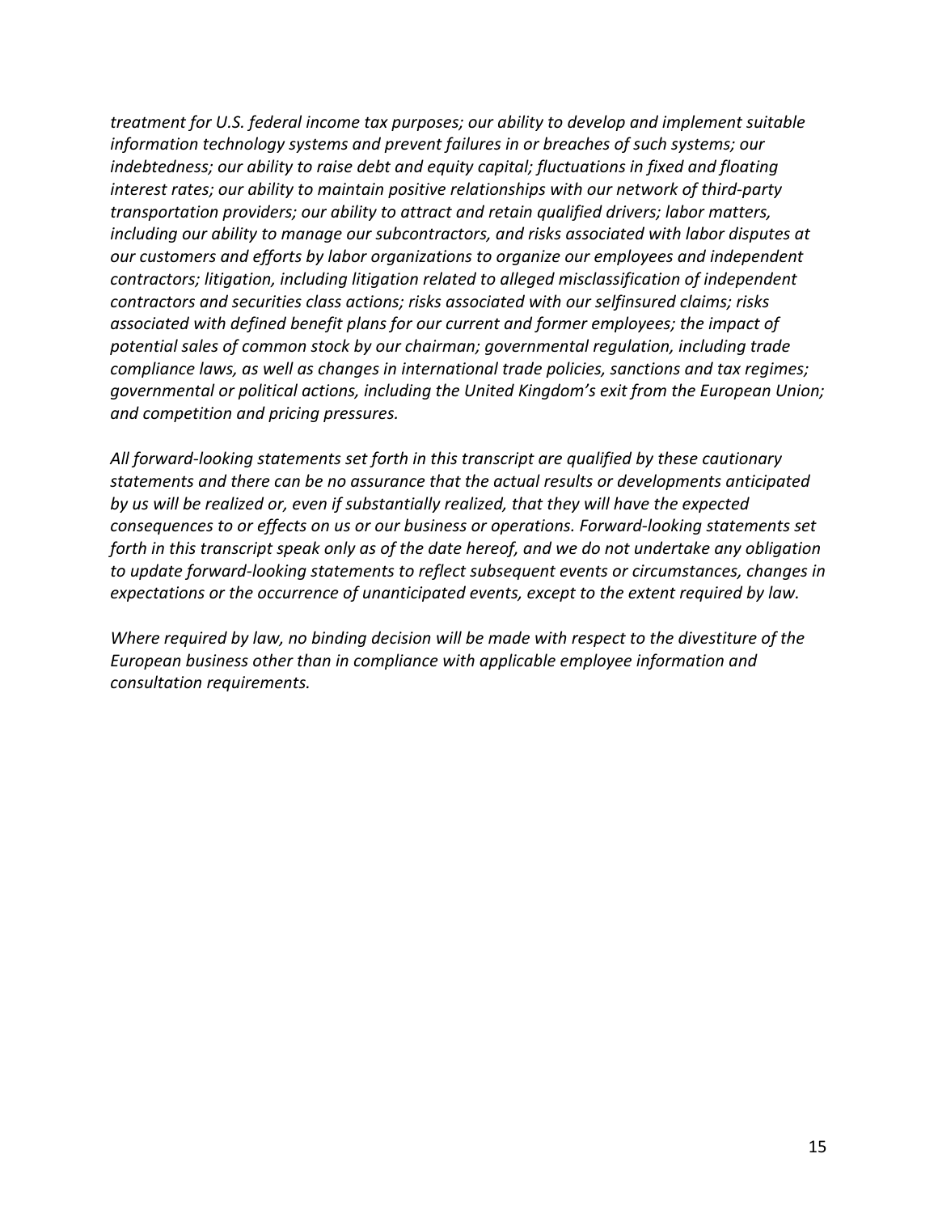*treatment for U.S. federal income tax purposes; our ability to develop and implement suitable information technology systems and prevent failures in or breaches of such systems; our indebtedness; our ability to raise debt and equity capital; fluctuations in fixed and floating interest rates; our ability to maintain positive relationships with our network of third-party transportation providers; our ability to attract and retain qualified drivers; labor matters, including our ability to manage our subcontractors, and risks associated with labor disputes at our customers and efforts by labor organizations to organize our employees and independent contractors; litigation, including litigation related to alleged misclassification of independent contractors and securities class actions; risks associated with our selfinsured claims; risks associated with defined benefit plans for our current and former employees; the impact of potential sales of common stock by our chairman; governmental regulation, including trade compliance laws, as well as changes in international trade policies, sanctions and tax regimes; governmental or political actions, including the United Kingdom's exit from the European Union; and competition and pricing pressures.*

*All forward-looking statements set forth in this transcript are qualified by these cautionary statements and there can be no assurance that the actual results or developments anticipated by us will be realized or, even if substantially realized, that they will have the expected consequences to or effects on us or our business or operations. Forward-looking statements set forth in this transcript speak only as of the date hereof, and we do not undertake any obligation to update forward-looking statements to reflect subsequent events or circumstances, changes in expectations or the occurrence of unanticipated events, except to the extent required by law.*

*Where required by law, no binding decision will be made with respect to the divestiture of the European business other than in compliance with applicable employee information and consultation requirements.*